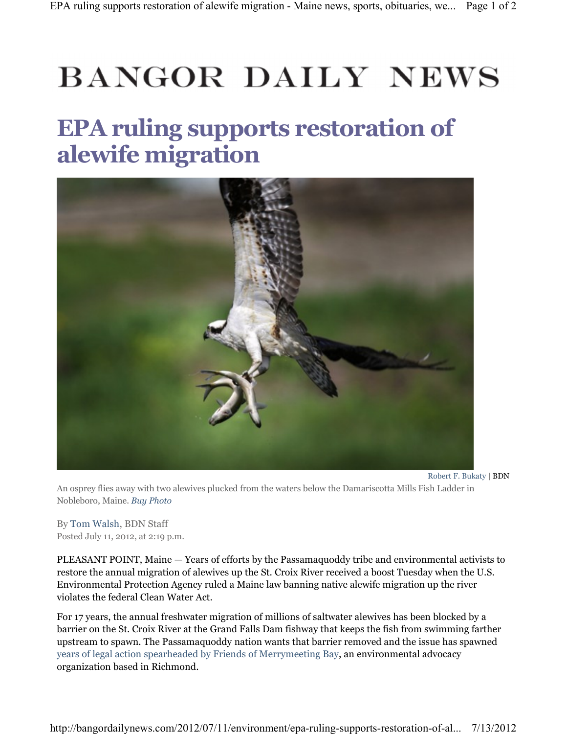# BANGOR DAILY NEWS

# EPA ruling supports restoration of alewife migration

Robert F. Bukaty | BDN

An osprey flies away with two alewives plucked from the waters below the Damariscotta Mills Fish Ladder in Nobleboro, Maine. *Buy Photo*

By Tom Walsh, BDN Staff
Posted July 11, 2012, at 2:19 p.m.

PLEASANT POINT, Maine — Years of efforts by the Passamaquoddy tribe and environmental activists to restore the annual migration of alewives up the St. Croix River received a boost Tuesday when the U.S. Environmental Protection Agency ruled a Maine law banning native alewife migration up the river violates the federal Clean Water Act.

For 17 years, the annual freshwater migration of millions of saltwater alewives has been blocked by a barrier on the St. Croix River at the Grand Falls Dam fishway that keeps the fish from swimming farther upstream to spawn. The Passamaquoddy nation wants that barrier removed and the issue has spawned years of legal action spearheaded by Friends of Merrymeeting Bay, an environmental advocacy organization based in Richmond.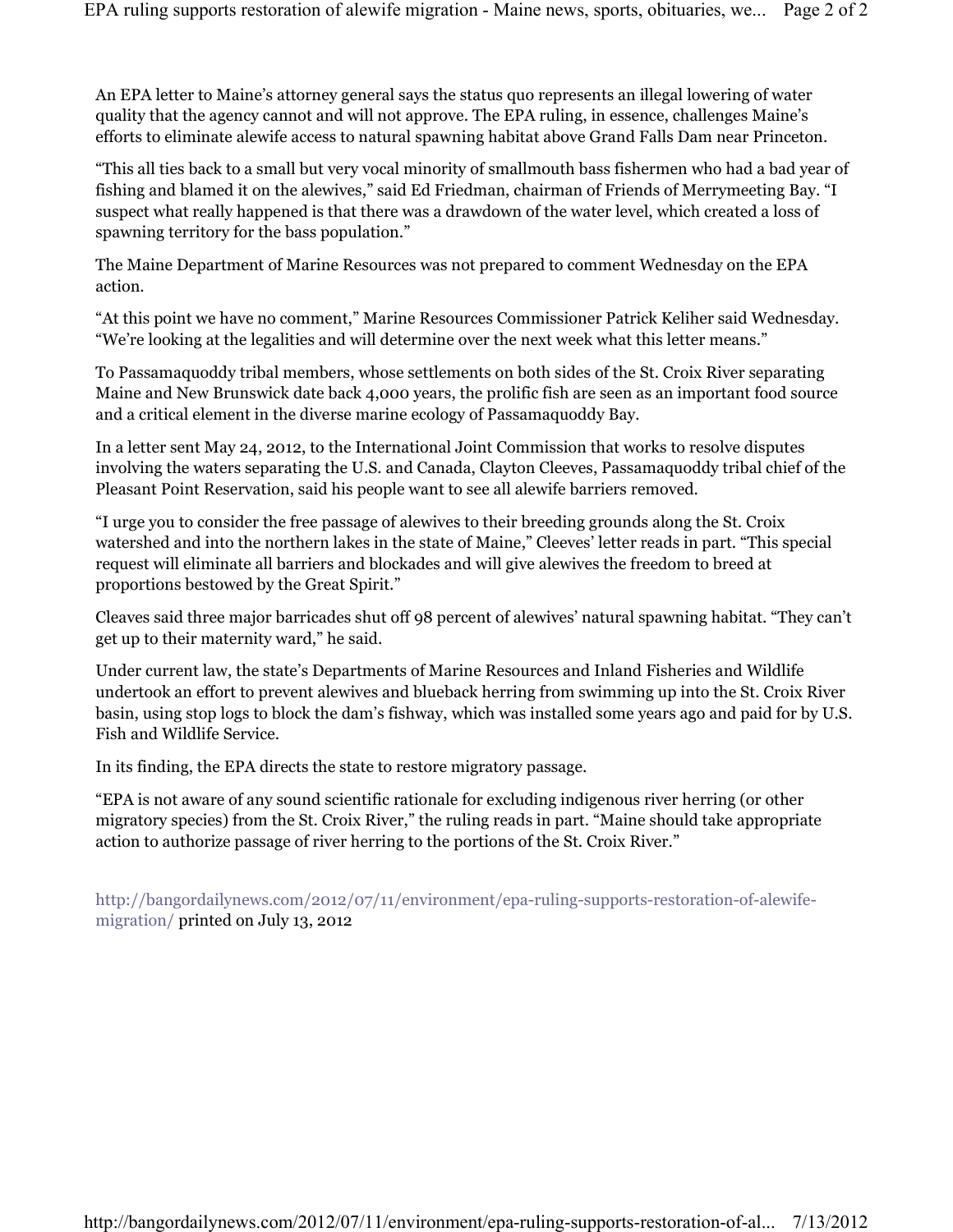An EPA letter to Maine's attorney general says the status quo represents an illegal lowering of water quality that the agency cannot and will not approve. The EPA ruling, in essence, challenges Maine's efforts to eliminate alewife access to natural spawning habitat above Grand Falls Dam near Princeton.

"This all ties back to a small but very vocal minority of smallmouth bass fishermen who had a bad year of fishing and blamed it on the alewives," said Ed Friedman, chairman of Friends of Merrymeeting Bay. "I suspect what really happened is that there was a drawdown of the water level, which created a loss of spawning territory for the bass population."

The Maine Department of Marine Resources was not prepared to comment Wednesday on the EPA action.

"At this point we have no comment," Marine Resources Commissioner Patrick Keliher said Wednesday. "We're looking at the legalities and will determine over the next week what this letter means."

To Passamaquoddy tribal members, whose settlements on both sides of the St. Croix River separating Maine and New Brunswick date back 4,000 years, the prolific fish are seen as an important food source and a critical element in the diverse marine ecology of Passamaquoddy Bay.

In a letter sent May 24, 2012, to the International Joint Commission that works to resolve disputes involving the waters separating the U.S. and Canada, Clayton Cleeves, Passamaquoddy tribal chief of the Pleasant Point Reservation, said his people want to see all alewife barriers removed.

"I urge you to consider the free passage of alewives to their breeding grounds along the St. Croix watershed and into the northern lakes in the state of Maine," Cleeves' letter reads in part. "This special request will eliminate all barriers and blockades and will give alewives the freedom to breed at proportions bestowed by the Great Spirit."

Cleaves said three major barricades shut off 98 percent of alewives' natural spawning habitat. "They can't get up to their maternity ward," he said.

Under current law, the state's Departments of Marine Resources and Inland Fisheries and Wildlife undertook an effort to prevent alewives and blueback herring from swimming up into the St. Croix River basin, using stop logs to block the dam's fishway, which was installed some years ago and paid for by U.S. Fish and Wildlife Service.

In its finding, the EPA directs the state to restore migratory passage.

"EPA is not aware of any sound scientific rationale for excluding indigenous river herring (or other migratory species) from the St. Croix River," the ruling reads in part. "Maine should take appropriate action to authorize passage of river herring to the portions of the St. Croix River."

http://bangordailynews.com/2012/07/11/environment/epa-ruling-supports-restoration-of-alewife-migration/ printed on July 13, 2012